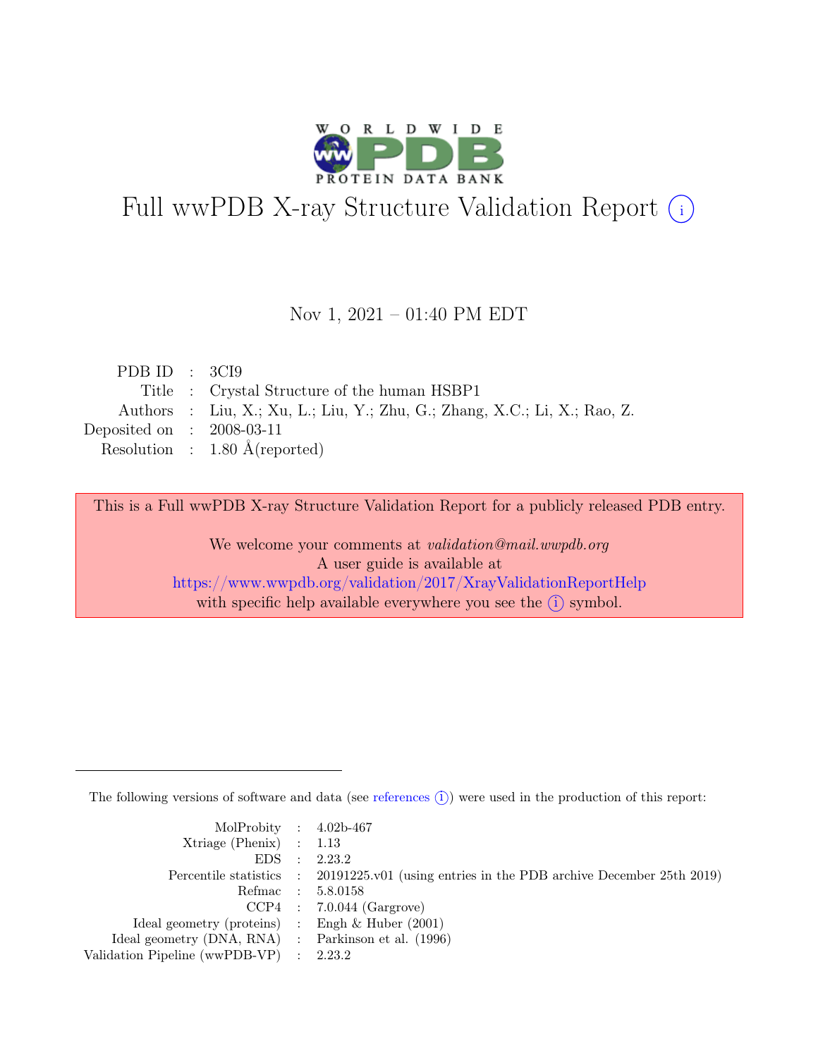# Full wwPDB X-ray Structure Validation Report (i)

Nov 1, 2021 – 01:40 PM EDT

| | | |
|---|---|---|
| PDB ID | : | 3CI9 |
| Title | : | Crystal Structure of the human HSBP1 |
| Authors | : | Liu, X.; Xu, L.; Liu, Y.; Zhu, G.; Zhang, X.C.; Li, X.; Rao, Z. |
| Deposited on | : | 2008-03-11 |
| Resolution | : | 1.80 Å(reported) |

This is a Full wwPDB X-ray Structure Validation Report for a publicly released PDB entry.

We welcome your comments at *validation@mail.wwpdb.org*
A user guide is available at
https://www.wwpdb.org/validation/2017/XrayValidationReportHelp
with specific help available everywhere you see the (i) symbol.

---

The following versions of software and data (see references (i)) were used in the production of this report:

| | | |
|---|---|---|
| MolProbity | : | 4.02b-467 |
| Xtriage (Phenix) | : | 1.13 |
| EDS | : | 2.23.2 |
| Percentile statistics | : | 20191225.v01 (using entries in the PDB archive December 25th 2019) |
| Refmac | : | 5.8.0158 |
| CCP4 | : | 7.0.044 (Gargrove) |
| Ideal geometry (proteins) | : | Engh & Huber (2001) |
| Ideal geometry (DNA, RNA) | : | Parkinson et al. (1996) |
| Validation Pipeline (wwPDB-VP) | : | 2.23.2 |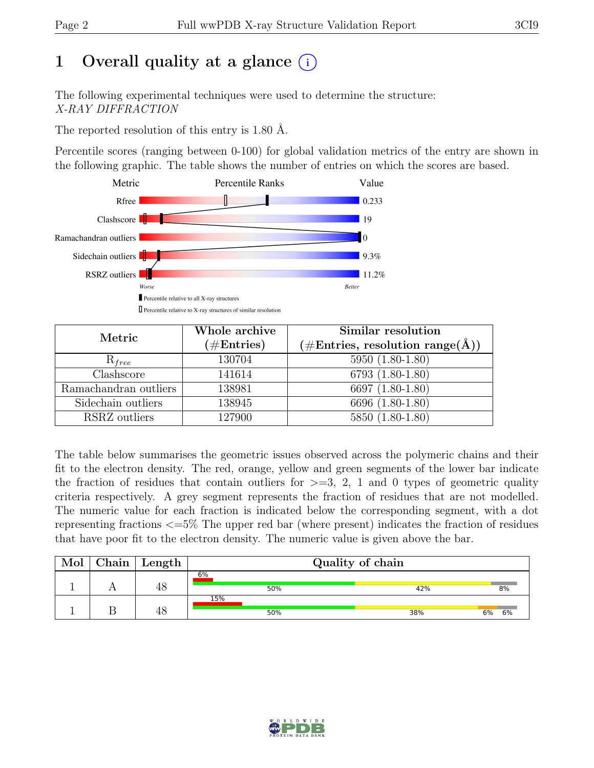# 1 Overall quality at a glance (i)

The following experimental techniques were used to determine the structure:
*X-RAY DIFFRACTION*

The reported resolution of this entry is 1.80 Å.

Percentile scores (ranging between 0-100) for global validation metrics of the entry are shown in the following graphic. The table shows the number of entries on which the scores are based.

| Metric | Value |
|---|---|
| Rfree | 0.233 |
| Clashscore | 19 |
| Ramachandran outliers | 0 |
| Sidechain outliers | 9.3% |
| RSRZ outliers | 11.2% |

Worse — Better

▮ Percentile relative to all X-ray structures
▯ Percentile relative to X-ray structures of similar resolution

| Metric | Whole archive (#Entries) | Similar resolution (#Entries, resolution range(Å)) |
|---|---|---|
| $R_{free}$ | 130704 | 5950 (1.80-1.80) |
| Clashscore | 141614 | 6793 (1.80-1.80) |
| Ramachandran outliers | 138981 | 6697 (1.80-1.80) |
| Sidechain outliers | 138945 | 6696 (1.80-1.80) |
| RSRZ outliers | 127900 | 5850 (1.80-1.80) |

The table below summarises the geometric issues observed across the polymeric chains and their fit to the electron density. The red, orange, yellow and green segments of the lower bar indicate the fraction of residues that contain outliers for >=3, 2, 1 and 0 types of geometric quality criteria respectively. A grey segment represents the fraction of residues that are not modelled. The numeric value for each fraction is indicated below the corresponding segment, with a dot representing fractions <=5% The upper red bar (where present) indicates the fraction of residues that have poor fit to the electron density. The numeric value is given above the bar.

| Mol | Chain | Length | Quality of chain |
|---|---|---|---|
| 1 | A | 48 | 6% (poor fit); 50% green, 42% yellow, 8% grey |
| 1 | B | 48 | 15% (poor fit); 50% green, 38% yellow, 6% orange, 6% grey |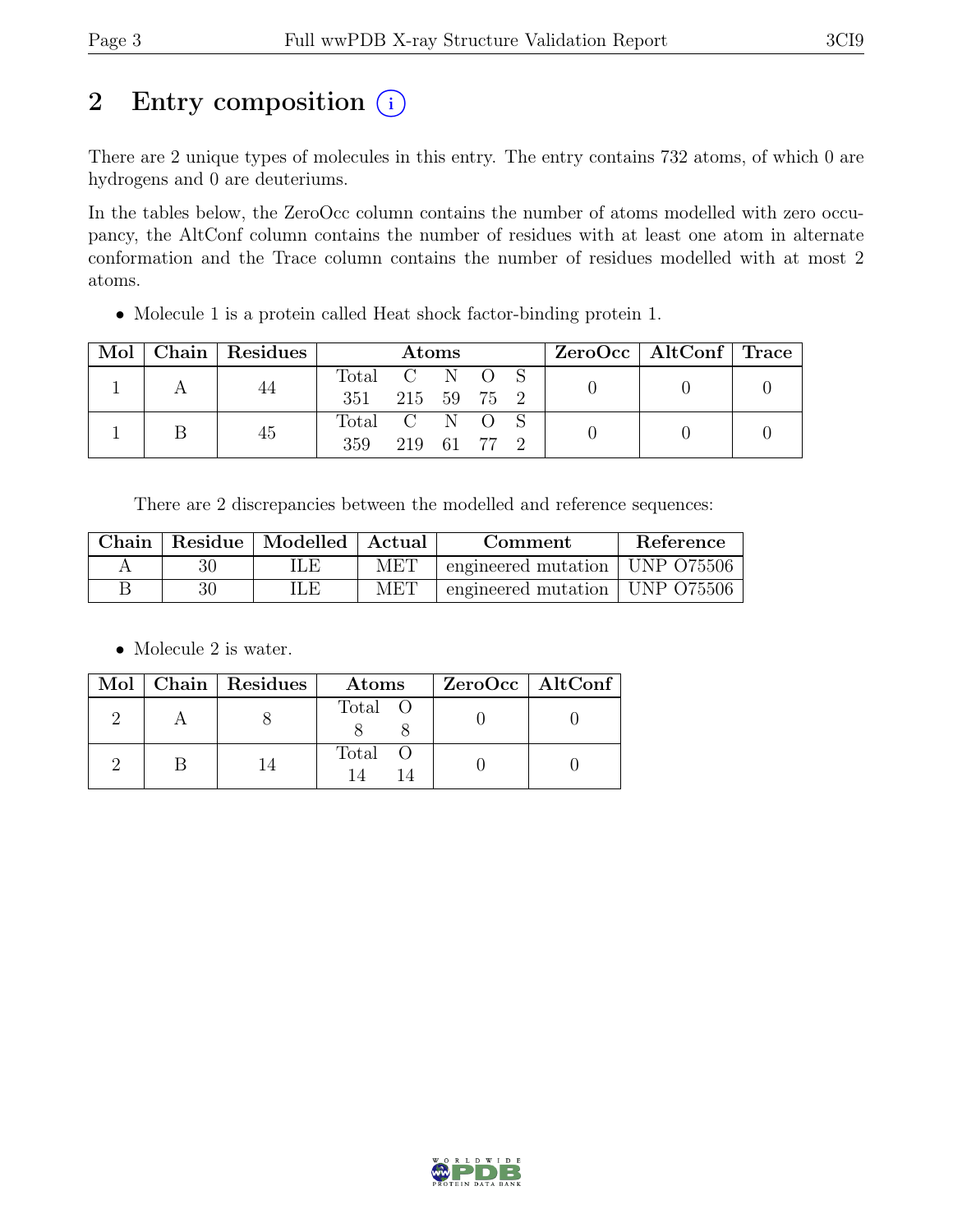## 2 Entry composition (i)

There are 2 unique types of molecules in this entry. The entry contains 732 atoms, of which 0 are hydrogens and 0 are deuteriums.

In the tables below, the ZeroOcc column contains the number of atoms modelled with zero occupancy, the AltConf column contains the number of residues with at least one atom in alternate conformation and the Trace column contains the number of residues modelled with at most 2 atoms.

- Molecule 1 is a protein called Heat shock factor-binding protein 1.

| Mol | Chain | Residues | Atoms | | | | | ZeroOcc | AltConf | Trace |
|---|---|---|---|---|---|---|---|---|---|---|
| 1 | A | 44 | Total 351 | C 215 | N 59 | O 75 | S 2 | 0 | 0 | 0 |
| 1 | B | 45 | Total 359 | C 219 | N 61 | O 77 | S 2 | 0 | 0 | 0 |

There are 2 discrepancies between the modelled and reference sequences:

| Chain | Residue | Modelled | Actual | Comment | Reference |
|---|---|---|---|---|---|
| A | 30 | ILE | MET | engineered mutation | UNP O75506 |
| B | 30 | ILE | MET | engineered mutation | UNP O75506 |

- Molecule 2 is water.

| Mol | Chain | Residues | Atoms | | ZeroOcc | AltConf |
|---|---|---|---|---|---|---|
| 2 | A | 8 | Total 8 | O 8 | 0 | 0 |
| 2 | B | 14 | Total 14 | O 14 | 0 | 0 |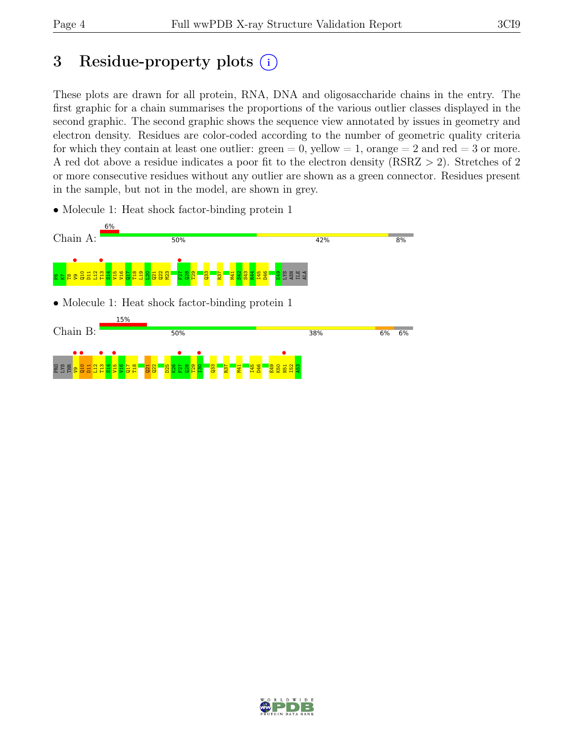# 3 Residue-property plots

These plots are drawn for all protein, RNA, DNA and oligosaccharide chains in the entry. The first graphic for a chain summarises the proportions of the various outlier classes displayed in the second graphic. The second graphic shows the sequence view annotated by issues in geometry and electron density. Residues are color-coded according to the number of geometric quality criteria for which they contain at least one outlier: green = 0, yellow = 1, orange = 2 and red = 3 or more. A red dot above a residue indicates a poor fit to the electron density (RSRZ > 2). Stretches of 2 or more consecutive residues without any outlier are shown as a green connector. Residues present in the sample, but not in the model, are shown in grey.

- Molecule 1: Heat shock factor-binding protein 1

Chain A: 6% | 50% | 42% | 8%

P6 K7 T8 V9 Q10 D11 L12 T13 S14 V15 V16 Q17 T18 L19 L20 Q21 Q22 M23 F27 Q28 T29 Q33 R37 M41 S42 S43 R44 I45 D46 E49 LYS ASN ILE ALA

- Molecule 1: Heat shock factor-binding protein 1

Chain B: 15% | 50% | 38% | 6% | 6%

PRO LYS THR V9 Q10 D11 L12 T13 S14 V15 V16 Q17 T18 Q21 Q22 D25 K26 F27 Q28 T29 I30 Q33 R37 M41 I45 D46 E49 K50 N51 I52 A53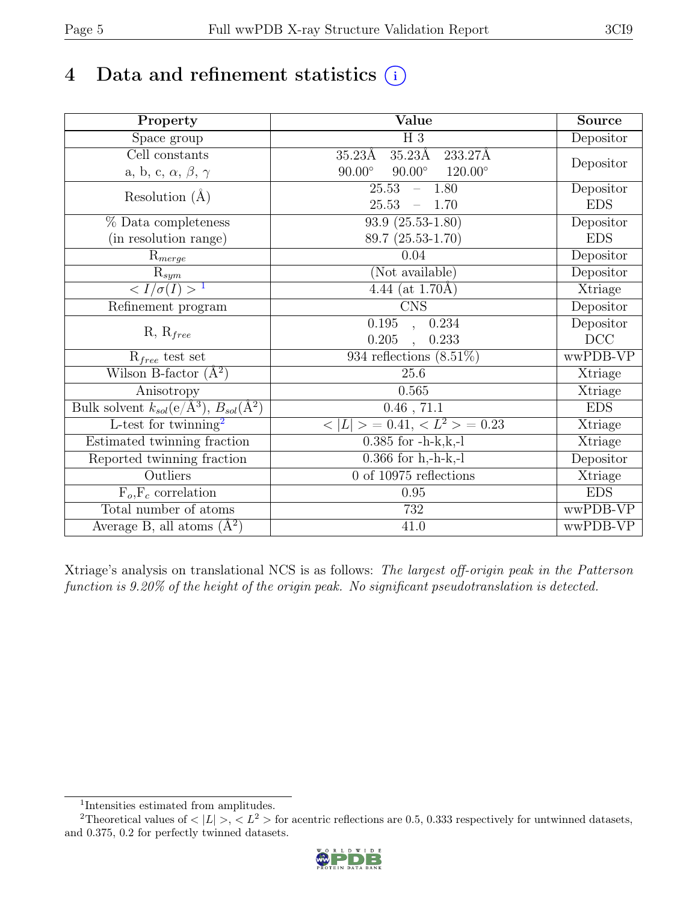# 4 Data and refinement statistics

| Property | Value | Source |
|---|---|---|
| Space group | H 3 | Depositor |
| Cell constants<br>a, b, c, $\alpha$, $\beta$, $\gamma$ | 35.23Å 35.23Å 233.27Å<br>90.00° 90.00° 120.00° | Depositor |
| Resolution (Å) | 25.53 – 1.80<br>25.53 – 1.70 | Depositor<br>EDS |
| % Data completeness<br>(in resolution range) | 93.9 (25.53-1.80)<br>89.7 (25.53-1.70) | Depositor<br>EDS |
| $R_{merge}$ | 0.04 | Depositor |
| $R_{sym}$ | (Not available) | Depositor |
| $< I/\sigma(I) >$ [1] | 4.44 (at 1.70Å) | Xtriage |
| Refinement program | CNS | Depositor |
| R, $R_{free}$ | 0.195 , 0.234<br>0.205 , 0.233 | Depositor<br>DCC |
| $R_{free}$ test set | 934 reflections (8.51%) | wwPDB-VP |
| Wilson B-factor (Å$^2$) | 25.6 | Xtriage |
| Anisotropy | 0.565 | Xtriage |
| Bulk solvent $k_{sol}$(e/Å$^3$), $B_{sol}$(Å$^2$) | 0.46 , 71.1 | EDS |
| L-test for twinning[2] | $< \vert L \vert > = 0.41$, $< L^2 > = 0.23$ | Xtriage |
| Estimated twinning fraction | 0.385 for -h-k,k,-l | Xtriage |
| Reported twinning fraction | 0.366 for h,-h-k,-l | Depositor |
| Outliers | 0 of 10975 reflections | Xtriage |
| $F_o$,$F_c$ correlation | 0.95 | EDS |
| Total number of atoms | 732 | wwPDB-VP |
| Average B, all atoms (Å$^2$) | 41.0 | wwPDB-VP |

Xtriage's analysis on translational NCS is as follows: *The largest off-origin peak in the Patterson function is 9.20% of the height of the origin peak. No significant pseudotranslation is detected.*

[1] Intensities estimated from amplitudes.

[2] Theoretical values of $< \vert L \vert >$, $< L^2 >$ for acentric reflections are 0.5, 0.333 respectively for untwinned datasets, and 0.375, 0.2 for perfectly twinned datasets.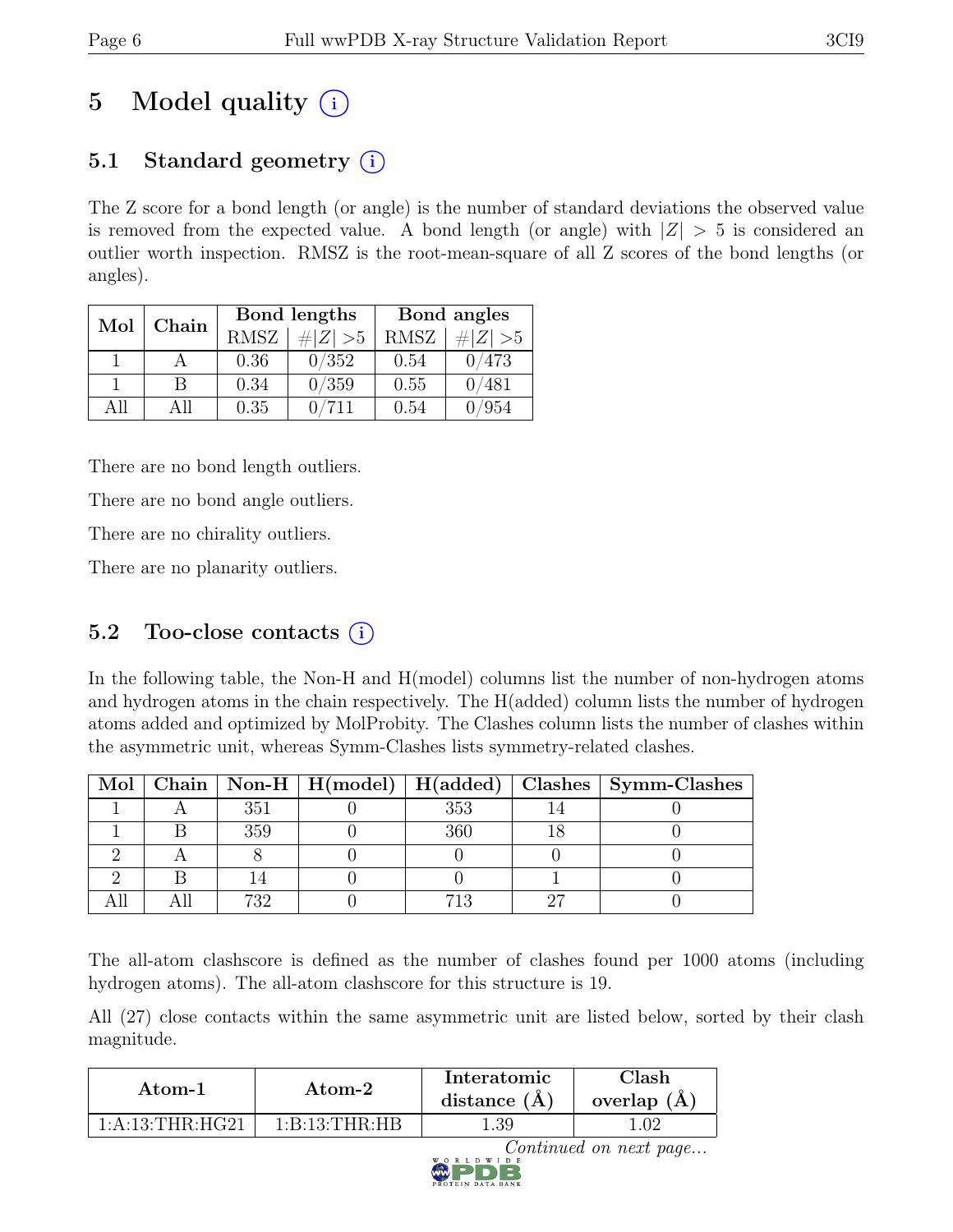# 5 Model quality (i)

## 5.1 Standard geometry (i)

The Z score for a bond length (or angle) is the number of standard deviations the observed value is removed from the expected value. A bond length (or angle) with $|Z| > 5$ is considered an outlier worth inspection. RMSZ is the root-mean-square of all Z scores of the bond lengths (or angles).

| Mol | Chain | Bond lengths | | Bond angles | |
|---|---|---|---|---|---|
| | | RMSZ | $\#|Z| > 5$ | RMSZ | $\#|Z| > 5$ |
| 1 | A | 0.36 | 0/352 | 0.54 | 0/473 |
| 1 | B | 0.34 | 0/359 | 0.55 | 0/481 |
| All | All | 0.35 | 0/711 | 0.54 | 0/954 |

There are no bond length outliers.

There are no bond angle outliers.

There are no chirality outliers.

There are no planarity outliers.

## 5.2 Too-close contacts (i)

In the following table, the Non-H and H(model) columns list the number of non-hydrogen atoms and hydrogen atoms in the chain respectively. The H(added) column lists the number of hydrogen atoms added and optimized by MolProbity. The Clashes column lists the number of clashes within the asymmetric unit, whereas Symm-Clashes lists symmetry-related clashes.

| Mol | Chain | Non-H | H(model) | H(added) | Clashes | Symm-Clashes |
|---|---|---|---|---|---|---|
| 1 | A | 351 | 0 | 353 | 14 | 0 |
| 1 | B | 359 | 0 | 360 | 18 | 0 |
| 2 | A | 8 | 0 | 0 | 0 | 0 |
| 2 | B | 14 | 0 | 0 | 1 | 0 |
| All | All | 732 | 0 | 713 | 27 | 0 |

The all-atom clashscore is defined as the number of clashes found per 1000 atoms (including hydrogen atoms). The all-atom clashscore for this structure is 19.

All (27) close contacts within the same asymmetric unit are listed below, sorted by their clash magnitude.

| Atom-1 | Atom-2 | Interatomic distance (Å) | Clash overlap (Å) |
|---|---|---|---|
| 1:A:13:THR:HG21 | 1:B:13:THR:HB | 1.39 | 1.02 |

*Continued on next page...*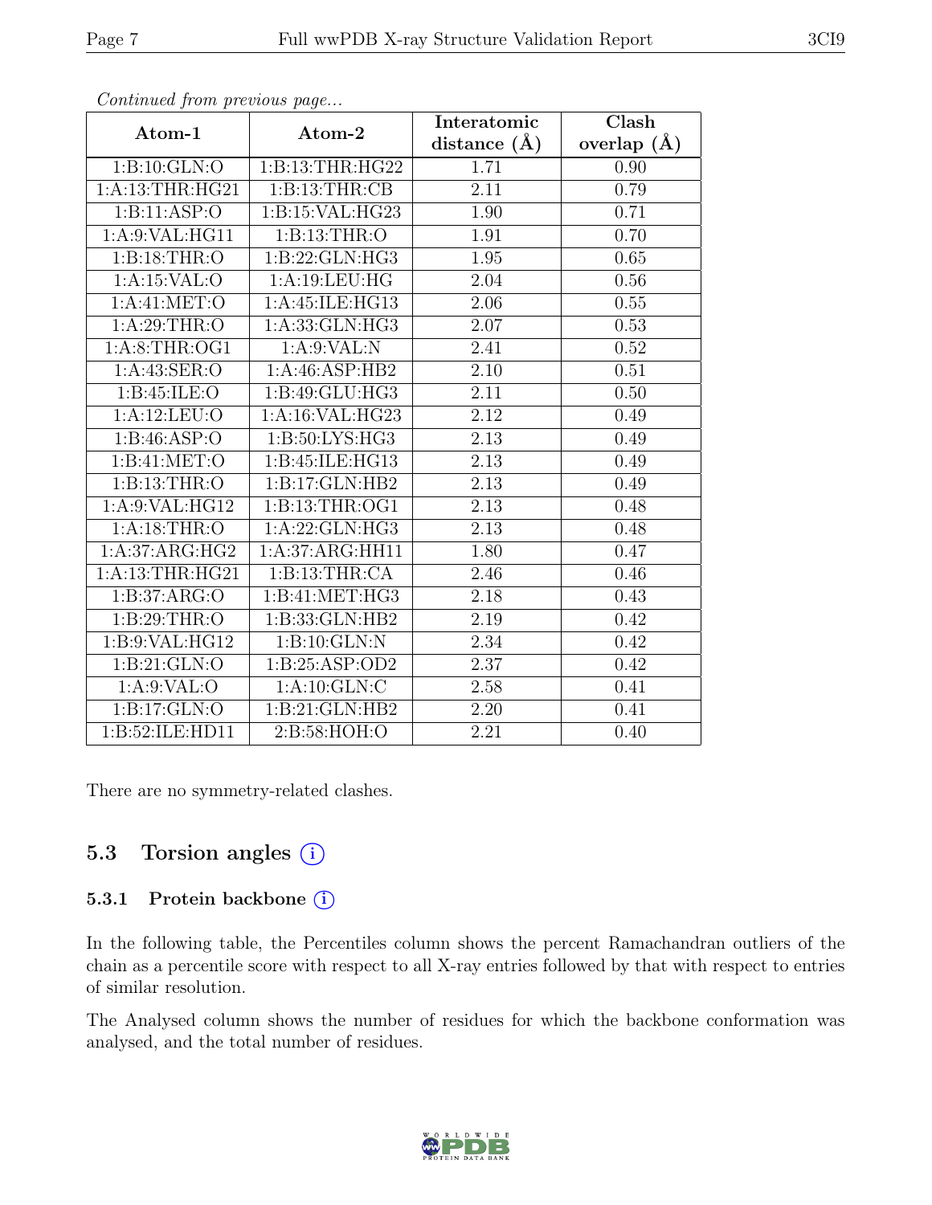*Continued from previous page...*

| Atom-1 | Atom-2 | Interatomic distance (Å) | Clash overlap (Å) |
|---|---|---|---|
| 1:B:10:GLN:O | 1:B:13:THR:HG22 | 1.71 | 0.90 |
| 1:A:13:THR:HG21 | 1:B:13:THR:CB | 2.11 | 0.79 |
| 1:B:11:ASP:O | 1:B:15:VAL:HG23 | 1.90 | 0.71 |
| 1:A:9:VAL:HG11 | 1:B:13:THR:O | 1.91 | 0.70 |
| 1:B:18:THR:O | 1:B:22:GLN:HG3 | 1.95 | 0.65 |
| 1:A:15:VAL:O | 1:A:19:LEU:HG | 2.04 | 0.56 |
| 1:A:41:MET:O | 1:A:45:ILE:HG13 | 2.06 | 0.55 |
| 1:A:29:THR:O | 1:A:33:GLN:HG3 | 2.07 | 0.53 |
| 1:A:8:THR:OG1 | 1:A:9:VAL:N | 2.41 | 0.52 |
| 1:A:43:SER:O | 1:A:46:ASP:HB2 | 2.10 | 0.51 |
| 1:B:45:ILE:O | 1:B:49:GLU:HG3 | 2.11 | 0.50 |
| 1:A:12:LEU:O | 1:A:16:VAL:HG23 | 2.12 | 0.49 |
| 1:B:46:ASP:O | 1:B:50:LYS:HG3 | 2.13 | 0.49 |
| 1:B:41:MET:O | 1:B:45:ILE:HG13 | 2.13 | 0.49 |
| 1:B:13:THR:O | 1:B:17:GLN:HB2 | 2.13 | 0.49 |
| 1:A:9:VAL:HG12 | 1:B:13:THR:OG1 | 2.13 | 0.48 |
| 1:A:18:THR:O | 1:A:22:GLN:HG3 | 2.13 | 0.48 |
| 1:A:37:ARG:HG2 | 1:A:37:ARG:HH11 | 1.80 | 0.47 |
| 1:A:13:THR:HG21 | 1:B:13:THR:CA | 2.46 | 0.46 |
| 1:B:37:ARG:O | 1:B:41:MET:HG3 | 2.18 | 0.43 |
| 1:B:29:THR:O | 1:B:33:GLN:HB2 | 2.19 | 0.42 |
| 1:B:9:VAL:HG12 | 1:B:10:GLN:N | 2.34 | 0.42 |
| 1:B:21:GLN:O | 1:B:25:ASP:OD2 | 2.37 | 0.42 |
| 1:A:9:VAL:O | 1:A:10:GLN:C | 2.58 | 0.41 |
| 1:B:17:GLN:O | 1:B:21:GLN:HB2 | 2.20 | 0.41 |
| 1:B:52:ILE:HD11 | 2:B:58:HOH:O | 2.21 | 0.40 |

There are no symmetry-related clashes.

## 5.3 Torsion angles

### 5.3.1 Protein backbone

In the following table, the Percentiles column shows the percent Ramachandran outliers of the chain as a percentile score with respect to all X-ray entries followed by that with respect to entries of similar resolution.

The Analysed column shows the number of residues for which the backbone conformation was analysed, and the total number of residues.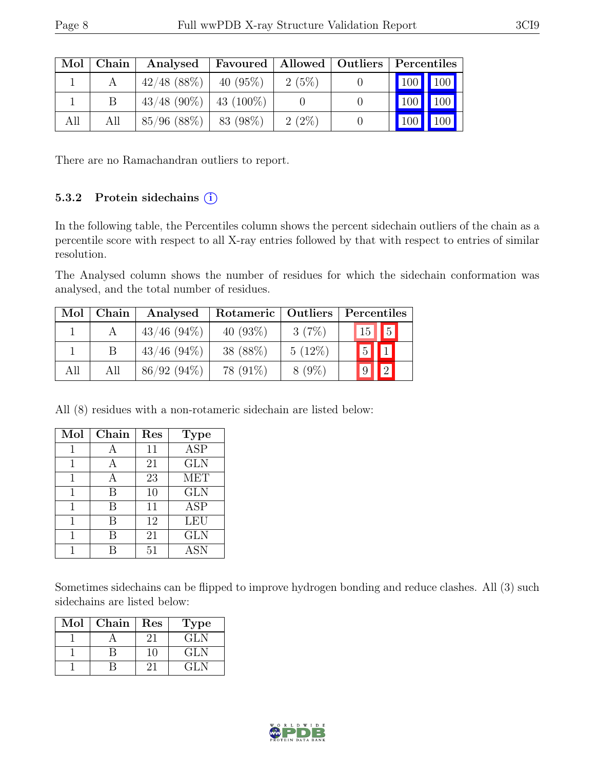| Mol | Chain | Analysed | Favoured | Allowed | Outliers | Percentiles | |
|---|---|---|---|---|---|---|---|
| 1 | A | 42/48 (88%) | 40 (95%) | 2 (5%) | 0 | 100 | 100 |
| 1 | B | 43/48 (90%) | 43 (100%) | 0 | 0 | 100 | 100 |
| All | All | 85/96 (88%) | 83 (98%) | 2 (2%) | 0 | 100 | 100 |

There are no Ramachandran outliers to report.

### 5.3.2 Protein sidechains (i)

In the following table, the Percentiles column shows the percent sidechain outliers of the chain as a percentile score with respect to all X-ray entries followed by that with respect to entries of similar resolution.

The Analysed column shows the number of residues for which the sidechain conformation was analysed, and the total number of residues.

| Mol | Chain | Analysed | Rotameric | Outliers | Percentiles | |
|---|---|---|---|---|---|---|
| 1 | A | 43/46 (94%) | 40 (93%) | 3 (7%) | 15 | 5 |
| 1 | B | 43/46 (94%) | 38 (88%) | 5 (12%) | 5 | 1 |
| All | All | 86/92 (94%) | 78 (91%) | 8 (9%) | 9 | 2 |

All (8) residues with a non-rotameric sidechain are listed below:

| Mol | Chain | Res | Type |
|---|---|---|---|
| 1 | A | 11 | ASP |
| 1 | A | 21 | GLN |
| 1 | A | 23 | MET |
| 1 | B | 10 | GLN |
| 1 | B | 11 | ASP |
| 1 | B | 12 | LEU |
| 1 | B | 21 | GLN |
| 1 | B | 51 | ASN |

Sometimes sidechains can be flipped to improve hydrogen bonding and reduce clashes. All (3) such sidechains are listed below:

| Mol | Chain | Res | Type |
|---|---|---|---|
| 1 | A | 21 | GLN |
| 1 | B | 10 | GLN |
| 1 | B | 21 | GLN |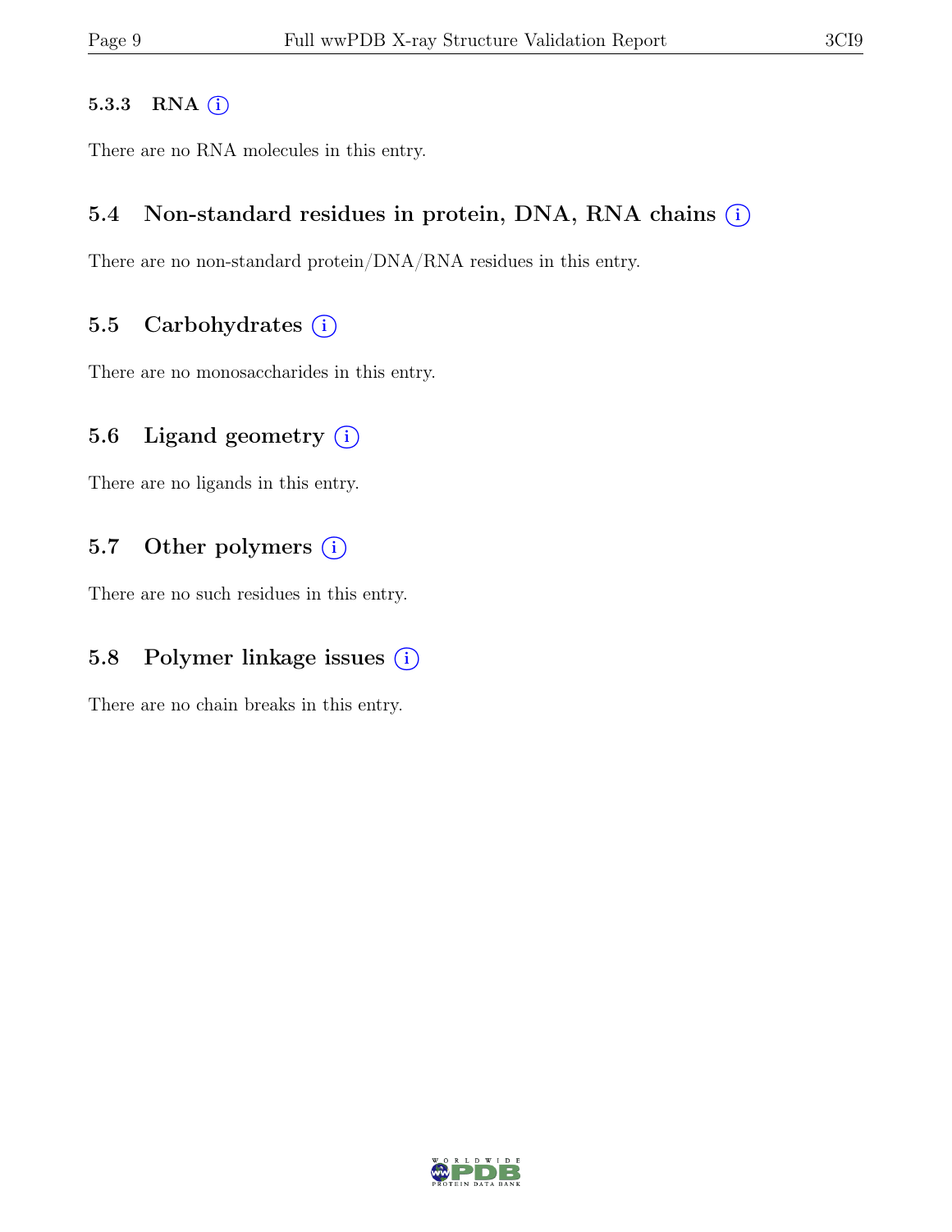#### 5.3.3 RNA (i)

There are no RNA molecules in this entry.

### 5.4 Non-standard residues in protein, DNA, RNA chains (i)

There are no non-standard protein/DNA/RNA residues in this entry.

### 5.5 Carbohydrates (i)

There are no monosaccharides in this entry.

### 5.6 Ligand geometry (i)

There are no ligands in this entry.

### 5.7 Other polymers (i)

There are no such residues in this entry.

### 5.8 Polymer linkage issues (i)

There are no chain breaks in this entry.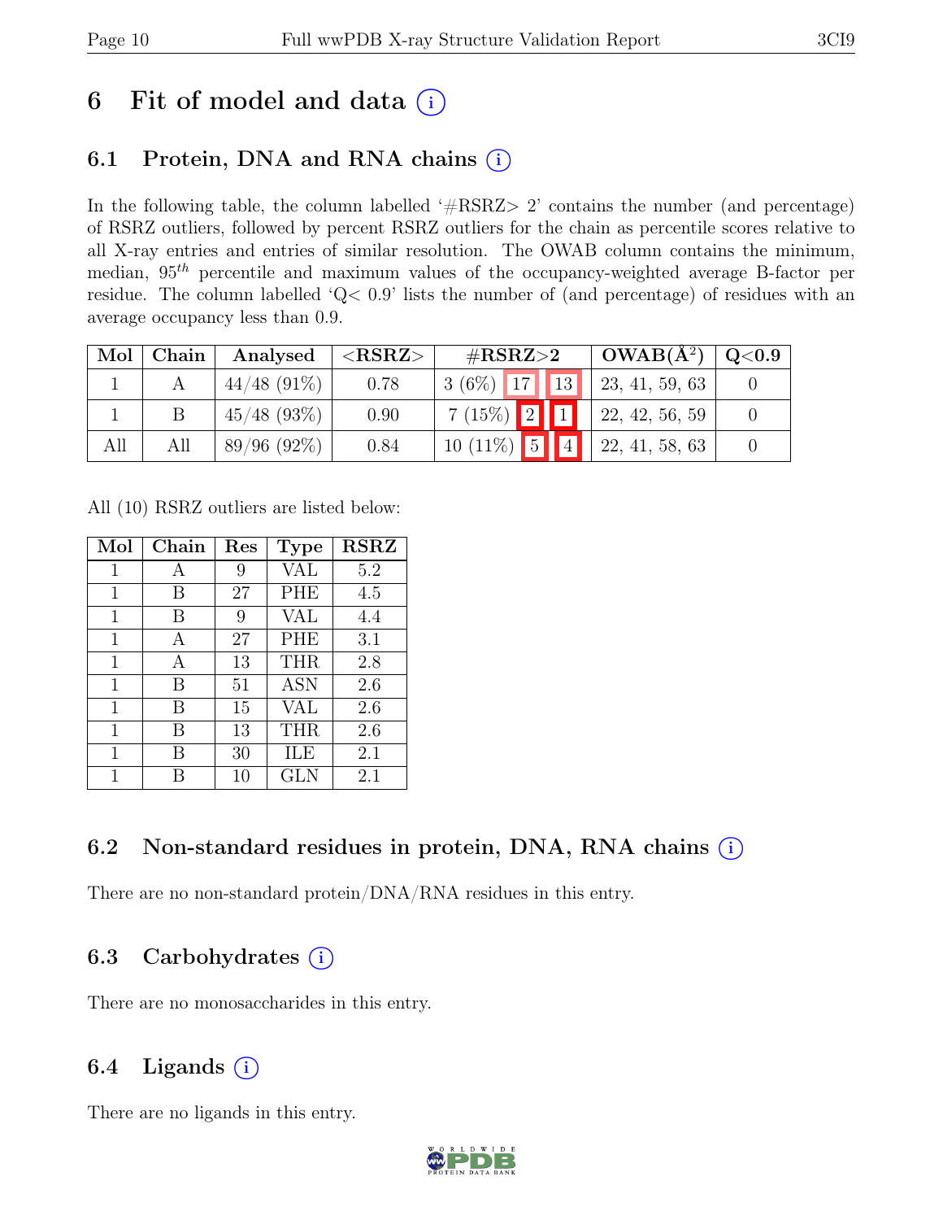# 6 Fit of model and data (i)

## 6.1 Protein, DNA and RNA chains (i)

In the following table, the column labelled '#RSRZ> 2' contains the number (and percentage) of RSRZ outliers, followed by percent RSRZ outliers for the chain as percentile scores relative to all X-ray entries and entries of similar resolution. The OWAB column contains the minimum, median, $95^{th}$ percentile and maximum values of the occupancy-weighted average B-factor per residue. The column labelled 'Q< 0.9' lists the number of (and percentage) of residues with an average occupancy less than 0.9.

| Mol | Chain | Analysed | <RSRZ> | #RSRZ>2 | | | OWAB(Å$^2$) | Q<0.9 |
|---|---|---|---|---|---|---|---|---|
| 1 | A | 44/48 (91%) | 0.78 | 3 (6%) | 17 | 13 | 23, 41, 59, 63 | 0 |
| 1 | B | 45/48 (93%) | 0.90 | 7 (15%) | 2 | 1 | 22, 42, 56, 59 | 0 |
| All | All | 89/96 (92%) | 0.84 | 10 (11%) | 5 | 4 | 22, 41, 58, 63 | 0 |

All (10) RSRZ outliers are listed below:

| Mol | Chain | Res | Type | RSRZ |
|---|---|---|---|---|
| 1 | A | 9 | VAL | 5.2 |
| 1 | B | 27 | PHE | 4.5 |
| 1 | B | 9 | VAL | 4.4 |
| 1 | A | 27 | PHE | 3.1 |
| 1 | A | 13 | THR | 2.8 |
| 1 | B | 51 | ASN | 2.6 |
| 1 | B | 15 | VAL | 2.6 |
| 1 | B | 13 | THR | 2.6 |
| 1 | B | 30 | ILE | 2.1 |
| 1 | B | 10 | GLN | 2.1 |

## 6.2 Non-standard residues in protein, DNA, RNA chains (i)

There are no non-standard protein/DNA/RNA residues in this entry.

## 6.3 Carbohydrates (i)

There are no monosaccharides in this entry.

## 6.4 Ligands (i)

There are no ligands in this entry.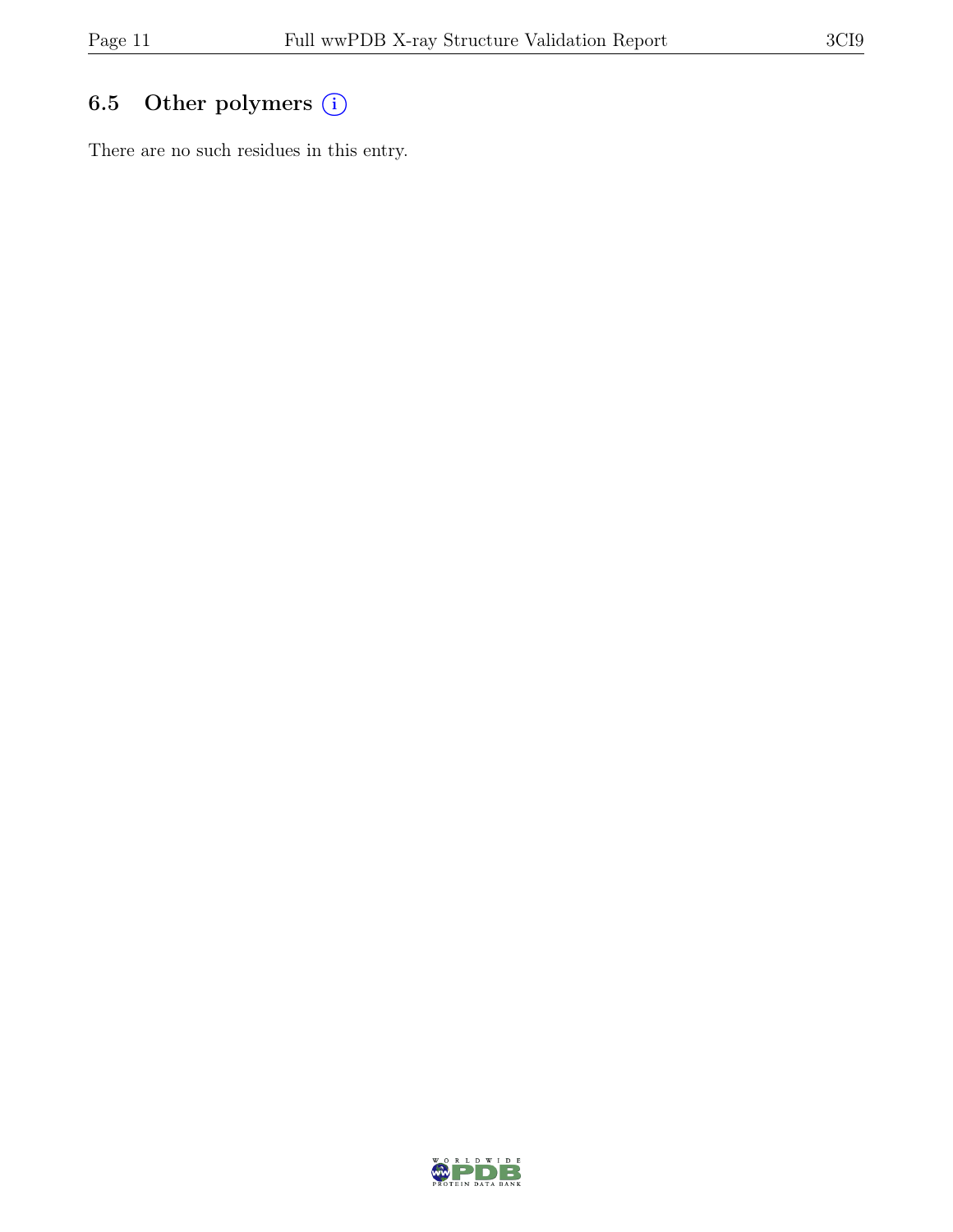### 6.5 Other polymers (i)

There are no such residues in this entry.